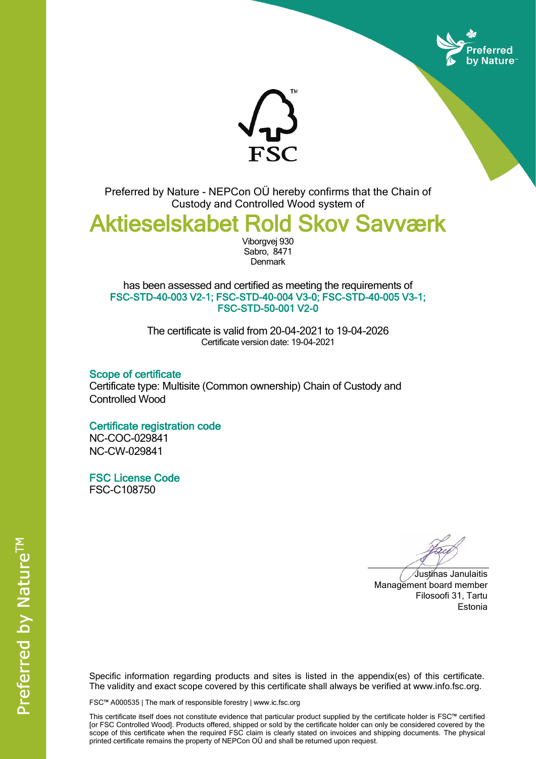Preferred by Nature - NEPCon OÜ hereby confirms that the Chain of Custody and Controlled Wood system of

# Aktieselskabet Rold Skov Savværk

Viborgvej 930
Sabro, 8471
Denmark

has been assessed and certified as meeting the requirements of
**FSC-STD-40-003 V2-1; FSC-STD-40-004 V3-0; FSC-STD-40-005 V3-1; FSC-STD-50-001 V2-0**

The certificate is valid from 20-04-2021 to 19-04-2026
Certificate version date: 19-04-2021

## Scope of certificate

Certificate type: Multisite (Common ownership) Chain of Custody and Controlled Wood

## Certificate registration code

NC-COC-029841
NC-CW-029841

## FSC License Code

FSC-C108750

Justinas Janulaitis
Management board member
Filosoofi 31, Tartu
Estonia

Specific information regarding products and sites is listed in the appendix(es) of this certificate. The validity and exact scope covered by this certificate shall always be verified at www.info.fsc.org.

FSC™ A000535 | The mark of responsible forestry | www.ic.fsc.org

This certificate itself does not constitute evidence that particular product supplied by the certificate holder is FSC™ certified [or FSC Controlled Wood]. Products offered, shipped or sold by the certificate holder can only be considered covered by the scope of this certificate when the required FSC claim is clearly stated on invoices and shipping documents. The physical printed certificate remains the property of NEPCon OÜ and shall be returned upon request.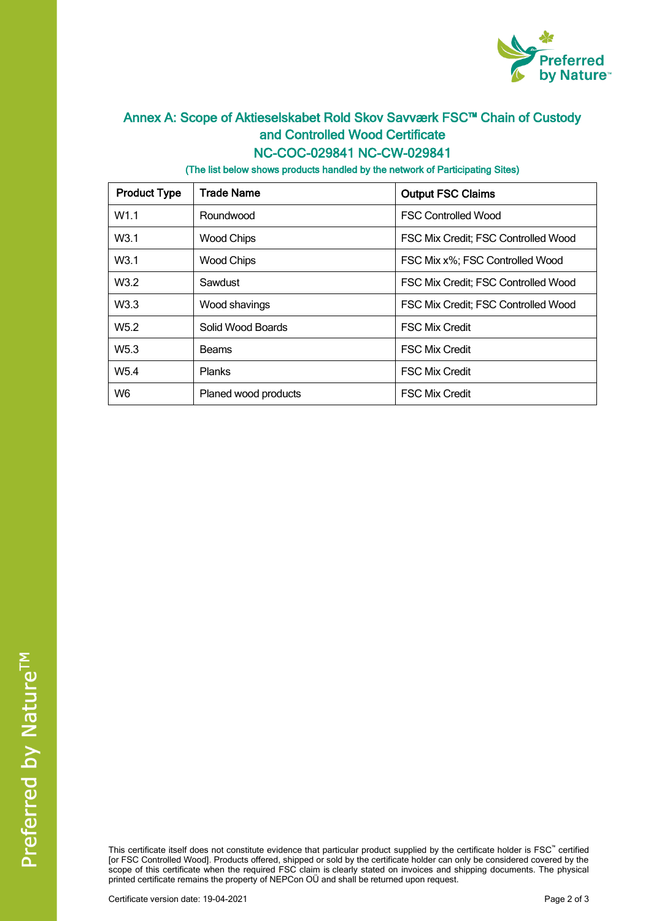## Annex A: Scope of Aktieselskabet Rold Skov Savværk FSC™ Chain of Custody and Controlled Wood Certificate

## NC-COC-029841 NC-CW-029841

(The list below shows products handled by the network of Participating Sites)

| Product Type | Trade Name | Output FSC Claims |
|---|---|---|
| W1.1 | Roundwood | FSC Controlled Wood |
| W3.1 | Wood Chips | FSC Mix Credit; FSC Controlled Wood |
| W3.1 | Wood Chips | FSC Mix x%; FSC Controlled Wood |
| W3.2 | Sawdust | FSC Mix Credit; FSC Controlled Wood |
| W3.3 | Wood shavings | FSC Mix Credit; FSC Controlled Wood |
| W5.2 | Solid Wood Boards | FSC Mix Credit |
| W5.3 | Beams | FSC Mix Credit |
| W5.4 | Planks | FSC Mix Credit |
| W6 | Planed wood products | FSC Mix Credit |

This certificate itself does not constitute evidence that particular product supplied by the certificate holder is FSC™ certified [or FSC Controlled Wood]. Products offered, shipped or sold by the certificate holder can only be considered covered by the scope of this certificate when the required FSC claim is clearly stated on invoices and shipping documents. The physical printed certificate remains the property of NEPCon OÜ and shall be returned upon request.

Certificate version date: 19-04-2021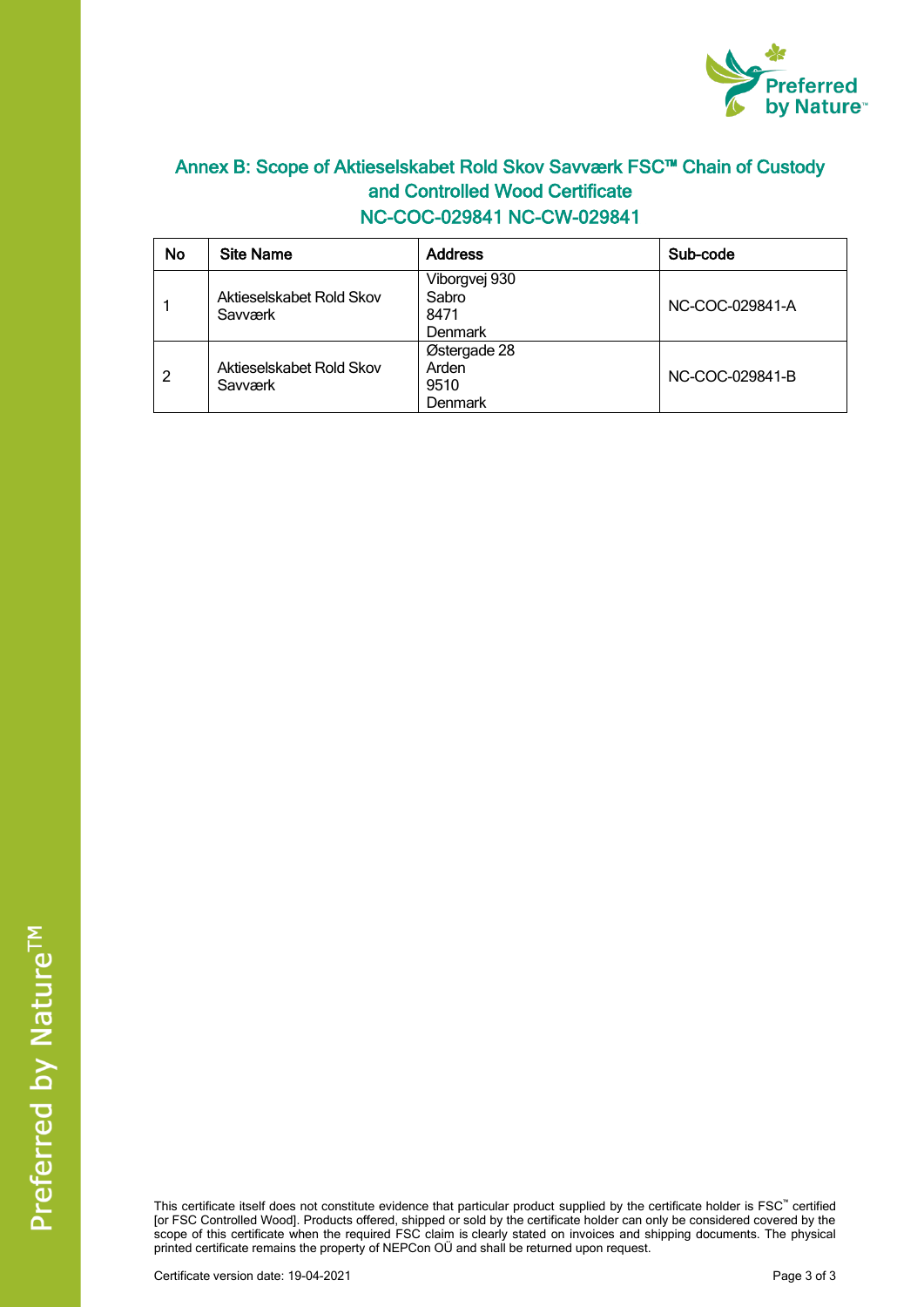## Annex B: Scope of Aktieselskabet Rold Skov Savværk FSC™ Chain of Custody and Controlled Wood Certificate NC-COC-029841 NC-CW-029841

| No | Site Name | Address | Sub-code |
| --- | --- | --- | --- |
| 1 | Aktieselskabet Rold Skov Savværk | Viborgvej 930<br>Sabro<br>8471<br>Denmark | NC-COC-029841-A |
| 2 | Aktieselskabet Rold Skov Savværk | Østergade 28<br>Arden<br>9510<br>Denmark | NC-COC-029841-B |

This certificate itself does not constitute evidence that particular product supplied by the certificate holder is FSC™ certified [or FSC Controlled Wood]. Products offered, shipped or sold by the certificate holder can only be considered covered by the scope of this certificate when the required FSC claim is clearly stated on invoices and shipping documents. The physical printed certificate remains the property of NEPCon OÜ and shall be returned upon request.

Certificate version date: 19-04-2021